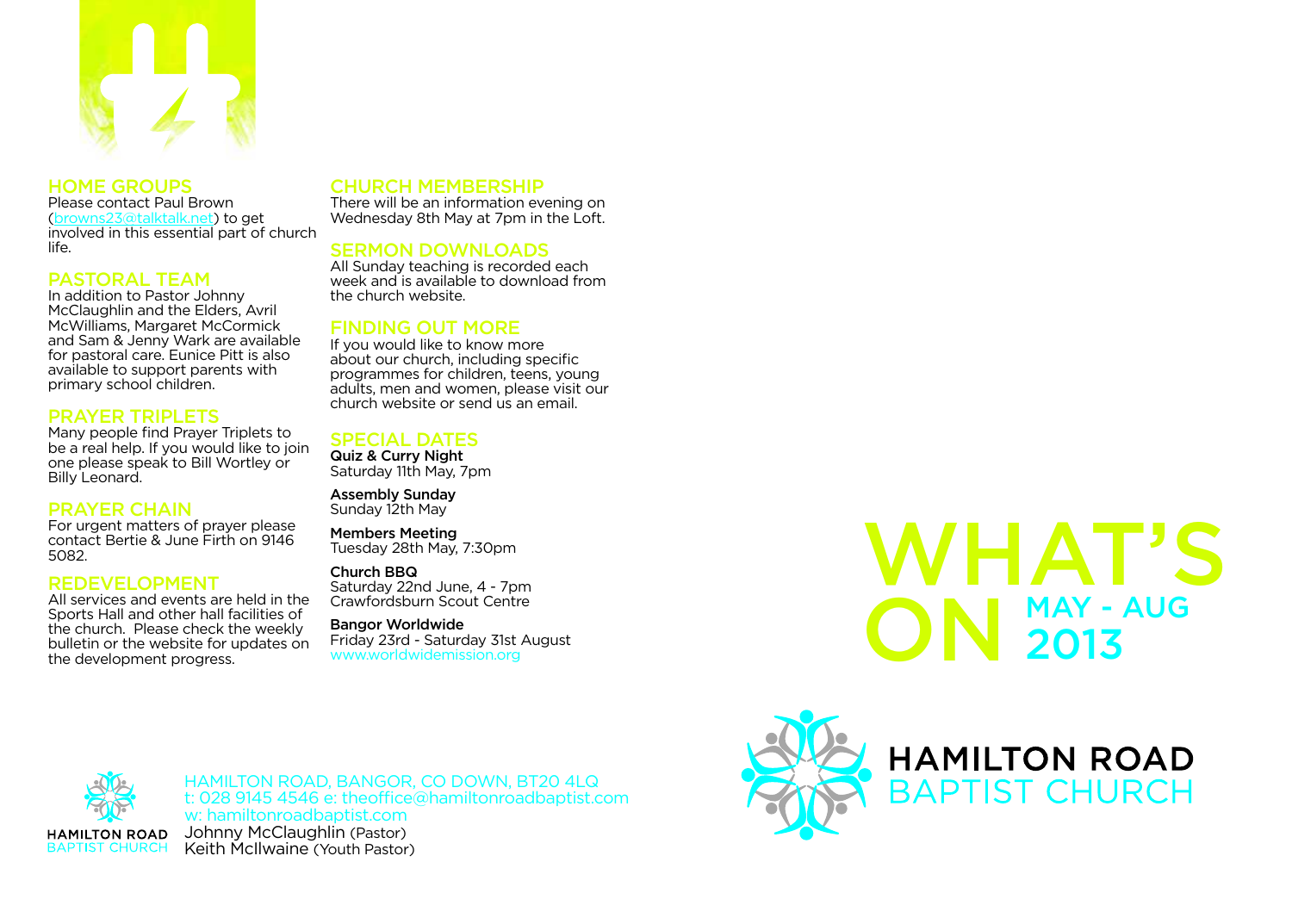## HOME GROUPS

Please contact Paul Brown (browns23@talktalk.net) to get involved in this essential part of church life.

## PASTORAL TEAM

In addition to Pastor Johnny McClaughlin and the Elders, Avril McWilliams, Margaret McCormick and Sam & Jenny Wark are available for pastoral care. Eunice Pitt is also available to support parents with primary school children.

## PRAYER TRIPLETS

Many people find Prayer Triplets to be a real help. If you would like to join one please speak to Bill Wortley or Billy Leonard.

## PRAYER CHAIN

For urgent matters of prayer please contact Bertie & June Firth on 9146 5082.

## REDEVELOPMENT

All services and events are held in the Sports Hall and other hall facilities of the church. Please check the weekly bulletin or the website for updates on the development progress.

## CHURCH MEMBERSHIP

There will be an information evening on Wednesday 8th May at 7pm in the Loft.

## SERMON DOWNLOADS

All Sunday teaching is recorded each week and is available to download from the church website.

## FINDING OUT MORE

If you would like to know more about our church, including specific programmes for children, teens, young adults, men and women, please visit our church website or send us an email.

## SPECIAL DATES

**Quiz & Curry Night**
Saturday 11th May, 7pm

**Assembly Sunday**
Sunday 12th May

**Members Meeting**
Tuesday 28th May, 7:30pm

**Church BBQ**
Saturday 22nd June, 4 - 7pm
Crawfordsburn Scout Centre

**Bangor Worldwide**
Friday 23rd - Saturday 31st August
www.worldwidemission.org

HAMILTON ROAD
BAPTIST CHURCH

HAMILTON ROAD, BANGOR, CO DOWN, BT20 4LQ
t: 028 9145 4546 e: theoffice@hamiltonroadbaptist.com
w: hamiltonroadbaptist.com
Johnny McClaughlin (Pastor)
Keith McIlwaine (Youth Pastor)

# WHAT'S ON MAY - AUG 2013

# HAMILTON ROAD BAPTIST CHURCH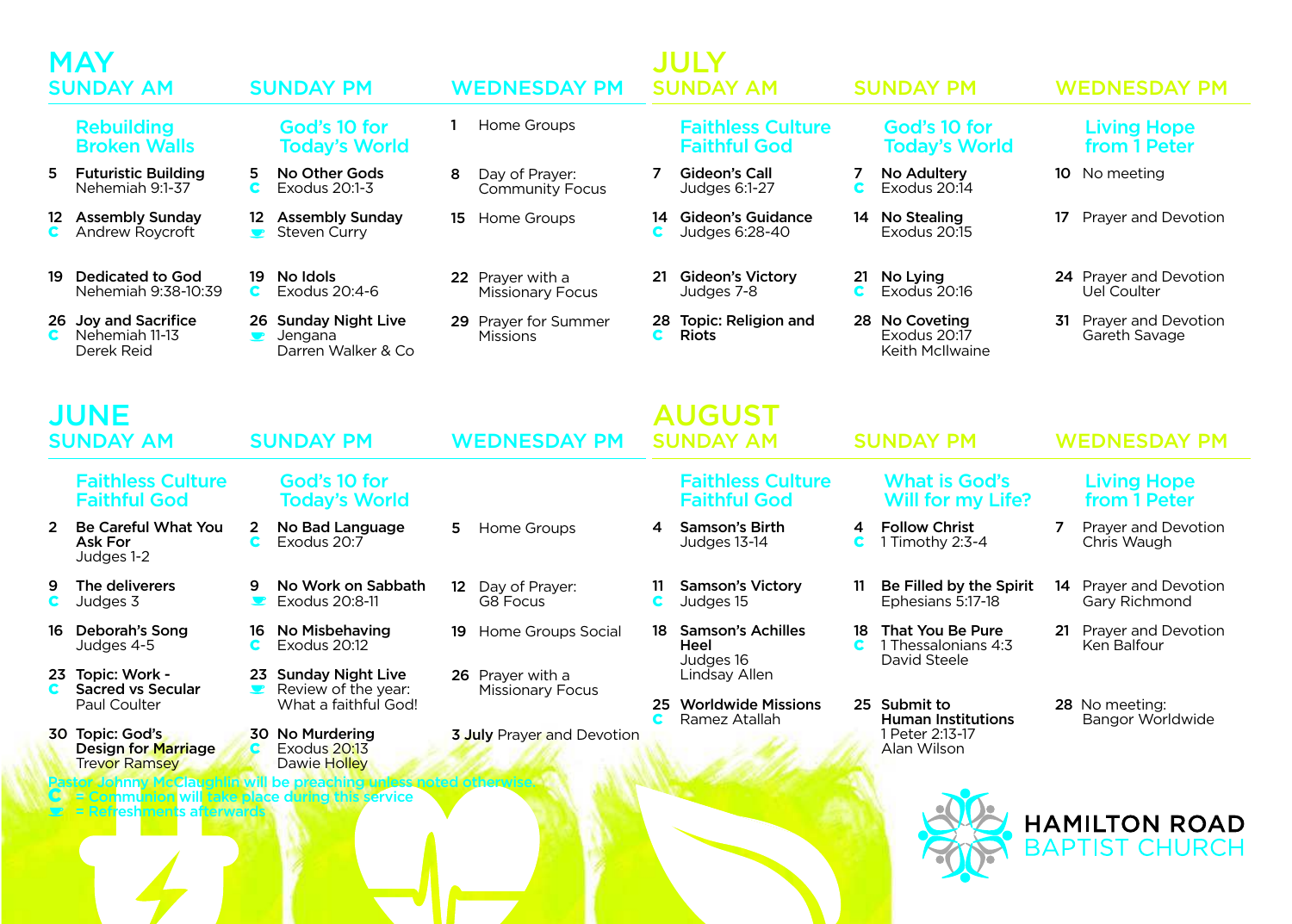# MAY

| SUNDAY AM | SUNDAY PM | WEDNESDAY PM |
|---|---|---|
| **Rebuilding Broken Walls** | **God's 10 for Today's World** | |
| **5 Futuristic Building** Nehemiah 9:1-37 | **5** C **No Other Gods** Exodus 20:1-3 | **1** Home Groups |
| **12** C **Assembly Sunday** Andrew Roycroft | **12** ☕ **Assembly Sunday** Steven Curry | **8** Day of Prayer: Community Focus |
| **19 Dedicated to God** Nehemiah 9:38-10:39 | **19** C **No Idols** Exodus 20:4-6 | **15** Home Groups |
| **26** C **Joy and Sacrifice** Nehemiah 11-13 Derek Reid | **26** ☕ **Sunday Night Live** Jengana Darren Walker & Co | **22** Prayer with a Missionary Focus |
| | | **29** Prayer for Summer Missions |

# JUNE

| SUNDAY AM | SUNDAY PM | WEDNESDAY PM |
|---|---|---|
| **Faithless Culture Faithful God** | **God's 10 for Today's World** | |
| **2 Be Careful What You Ask For** Judges 1-2 | **2** C **No Bad Language** Exodus 20:7 | **5** Home Groups |
| **9** C **The deliverers** Judges 3 | **9** ☕ **No Work on Sabbath** Exodus 20:8-11 | **12** Day of Prayer: G8 Focus |
| **16 Deborah's Song** Judges 4-5 | **16** C **No Misbehaving** Exodus 20:12 | **19** Home Groups Social |
| **23** C **Topic: Work - Sacred vs Secular** Paul Coulter | **23** ☕ **Sunday Night Live** Review of the year: What a faithful God! | **26** Prayer with a Missionary Focus |
| **30 Topic: God's Design for Marriage** Trevor Ramsey | **30** C **No Murdering** Exodus 20:13 Dawie Holley | **3 July** Prayer and Devotion |

# JULY

| SUNDAY AM | SUNDAY PM | WEDNESDAY PM |
|---|---|---|
| **Faithless Culture Faithful God** | **God's 10 for Today's World** | **Living Hope from 1 Peter** |
| **7 Gideon's Call** Judges 6:1-27 | **7** C **No Adultery** Exodus 20:14 | **10** No meeting |
| **14** C **Gideon's Guidance** Judges 6:28-40 | **14 No Stealing** Exodus 20:15 | **17** Prayer and Devotion |
| **21 Gideon's Victory** Judges 7-8 | **21** C **No Lying** Exodus 20:16 | **24** Prayer and Devotion Uel Coulter |
| **28** C **Topic: Religion and Riots** | **28 No Coveting** Exodus 20:17 Keith McIlwaine | **31** Prayer and Devotion Gareth Savage |

# AUGUST

| SUNDAY AM | SUNDAY PM | WEDNESDAY PM |
|---|---|---|
| **Faithless Culture Faithful God** | **What is God's Will for my Life?** | **Living Hope from 1 Peter** |
| **4 Samson's Birth** Judges 13-14 | **4** C **Follow Christ** 1 Timothy 2:3-4 | **7** Prayer and Devotion Chris Waugh |
| **11** C **Samson's Victory** Judges 15 | **11 Be Filled by the Spirit** Ephesians 5:17-18 | **14** Prayer and Devotion Gary Richmond |
| **18 Samson's Achilles Heel** Judges 16 Lindsay Allen | **18** C **That You Be Pure** 1 Thessalonians 4:3 David Steele | **21** Prayer and Devotion Ken Balfour |
| **25** C **Worldwide Missions** Ramez Atallah | **25 Submit to Human Institutions** 1 Peter 2:13-17 Alan Wilson | **28** No meeting: Bangor Worldwide |

Pastor Johnny McClaughlin will be preaching unless noted otherwise.

C = Communion will take place during this service

☕ = Refreshments afterwards

HAMILTON ROAD BAPTIST CHURCH